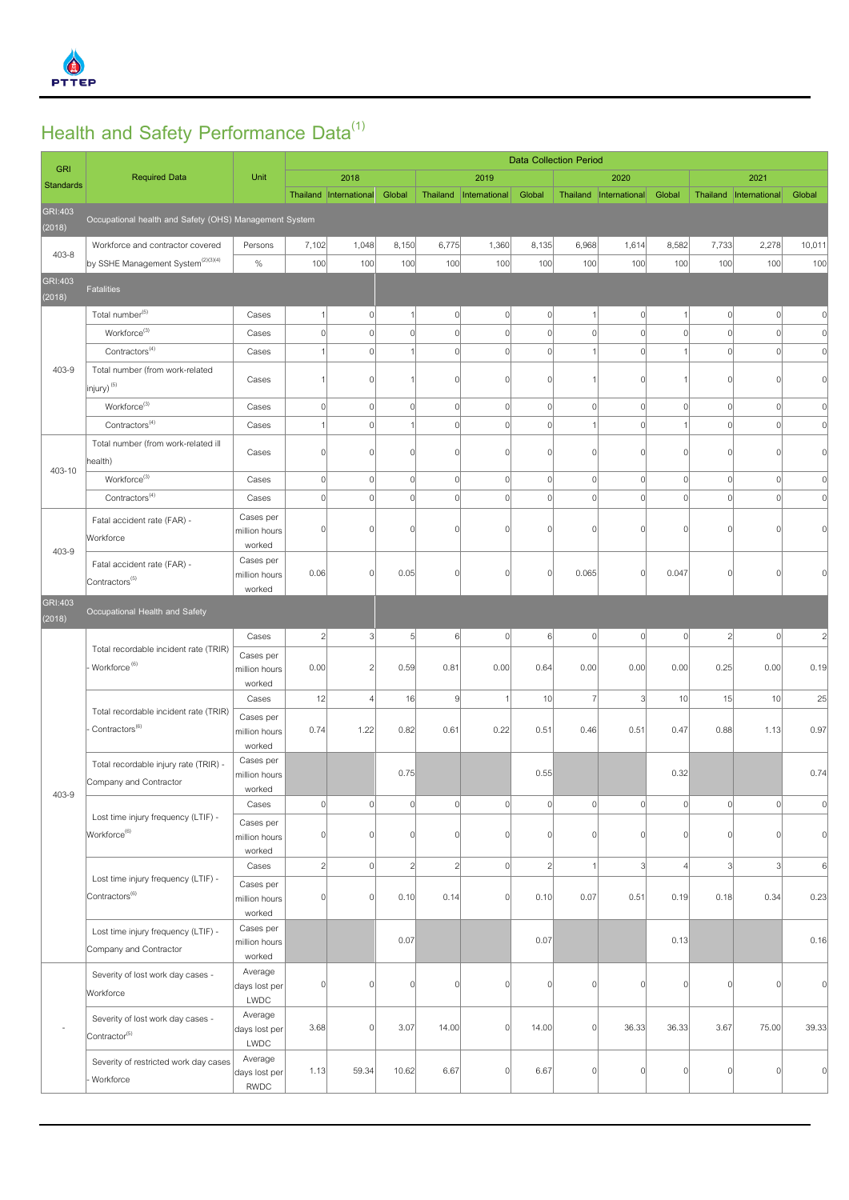# Health and Safety Performance Data[1]

| GRI Standards | Required Data | Unit | 2018 | | | 2019 | | | 2020 | | | 2021 | | |
|---|---|---|---|---|---|---|---|---|---|---|---|---|---|---|
| | | | Thailand | International | Global | Thailand | International | Global | Thailand | International | Global | Thailand | International | Global |
| GRI:403 (2018) | Occupational health and Safety (OHS) Management System | | | | | | | | | | | | | |
| 403-8 | Workforce and contractor covered by SSHE Management System[2][3][4] | Persons | 7,102 | 1,048 | 8,150 | 6,775 | 1,360 | 8,135 | 6,968 | 1,614 | 8,582 | 7,733 | 2,278 | 10,011 |
| | | % | 100 | 100 | 100 | 100 | 100 | 100 | 100 | 100 | 100 | 100 | 100 | 100 |
| GRI:403 (2018) | Fatalities | | | | | | | | | | | | | |
| 403-9 | Total number[5] | Cases | 1 | 0 | 1 | 0 | 0 | 0 | 1 | 0 | 1 | 0 | 0 | 0 |
| | Workforce[3] | Cases | 0 | 0 | 0 | 0 | 0 | 0 | 0 | 0 | 0 | 0 | 0 | 0 |
| | Contractors[4] | Cases | 1 | 0 | 1 | 0 | 0 | 0 | 1 | 0 | 1 | 0 | 0 | 0 |
| | Total number (from work-related injury)[5] | Cases | 1 | 0 | 1 | 0 | 0 | 0 | 1 | 0 | 1 | 0 | 0 | 0 |
| | Workforce[3] | Cases | 0 | 0 | 0 | 0 | 0 | 0 | 0 | 0 | 0 | 0 | 0 | 0 |
| | Contractors[4] | Cases | 1 | 0 | 1 | 0 | 0 | 0 | 1 | 0 | 1 | 0 | 0 | 0 |
| 403-10 | Total number (from work-related ill health) | Cases | 0 | 0 | 0 | 0 | 0 | 0 | 0 | 0 | 0 | 0 | 0 | 0 |
| | Workforce[3] | Cases | 0 | 0 | 0 | 0 | 0 | 0 | 0 | 0 | 0 | 0 | 0 | 0 |
| | Contractors[4] | Cases | 0 | 0 | 0 | 0 | 0 | 0 | 0 | 0 | 0 | 0 | 0 | 0 |
| 403-9 | Fatal accident rate (FAR) - Workforce | Cases per million hours worked | 0 | 0 | 0 | 0 | 0 | 0 | 0 | 0 | 0 | 0 | 0 | 0 |
| | Fatal accident rate (FAR) - Contractors[5] | Cases per million hours worked | 0.06 | 0 | 0.05 | 0 | 0 | 0 | 0.065 | 0 | 0.047 | 0 | 0 | 0 |
| GRI:403 (2018) | Occupational Health and Safety | | | | | | | | | | | | | |
| 403-9 | Total recordable incident rate (TRIR) - Workforce[6] | Cases | 2 | 3 | 5 | 6 | 0 | 6 | 0 | 0 | 0 | 2 | 0 | 2 |
| | | Cases per million hours worked | 0.00 | 2 | 0.59 | 0.81 | 0.00 | 0.64 | 0.00 | 0.00 | 0.00 | 0.25 | 0.00 | 0.19 |
| | Total recordable incident rate (TRIR) - Contractors[6] | Cases | 12 | 4 | 16 | 9 | 1 | 10 | 7 | 3 | 10 | 15 | 10 | 25 |
| | | Cases per million hours worked | 0.74 | 1.22 | 0.82 | 0.61 | 0.22 | 0.51 | 0.46 | 0.51 | 0.47 | 0.88 | 1.13 | 0.97 |
| | Total recordable injury rate (TRIR) - Company and Contractor | Cases per million hours worked | | | 0.75 | | | 0.55 | | | 0.32 | | | 0.74 |
| | Lost time injury frequency (LTIF) - Workforce[6] | Cases | 0 | 0 | 0 | 0 | 0 | 0 | 0 | 0 | 0 | 0 | 0 | 0 |
| | | Cases per million hours worked | 0 | 0 | 0 | 0 | 0 | 0 | 0 | 0 | 0 | 0 | 0 | 0 |
| | Lost time injury frequency (LTIF) - Contractors[6] | Cases | 2 | 0 | 2 | 2 | 0 | 2 | 1 | 3 | 4 | 3 | 3 | 6 |
| | | Cases per million hours worked | 0 | 0 | 0.10 | 0.14 | 0 | 0.10 | 0.07 | 0.51 | 0.19 | 0.18 | 0.34 | 0.23 |
| | Lost time injury frequency (LTIF) - Company and Contractor | Cases per million hours worked | | | 0.07 | | | 0.07 | | | 0.13 | | | 0.16 |
| - | Severity of lost work day cases - Workforce | Average days lost per LWDC | 0 | 0 | 0 | 0 | 0 | 0 | 0 | 0 | 0 | 0 | 0 | 0 |
| | Severity of lost work day cases - Contractor[5] | Average days lost per LWDC | 3.68 | 0 | 3.07 | 14.00 | 0 | 14.00 | 0 | 36.33 | 36.33 | 3.67 | 75.00 | 39.33 |
| | Severity of restricted work day cases - Workforce | Average days lost per RWDC | 1.13 | 59.34 | 10.62 | 6.67 | 0 | 6.67 | 0 | 0 | 0 | 0 | 0 | 0 |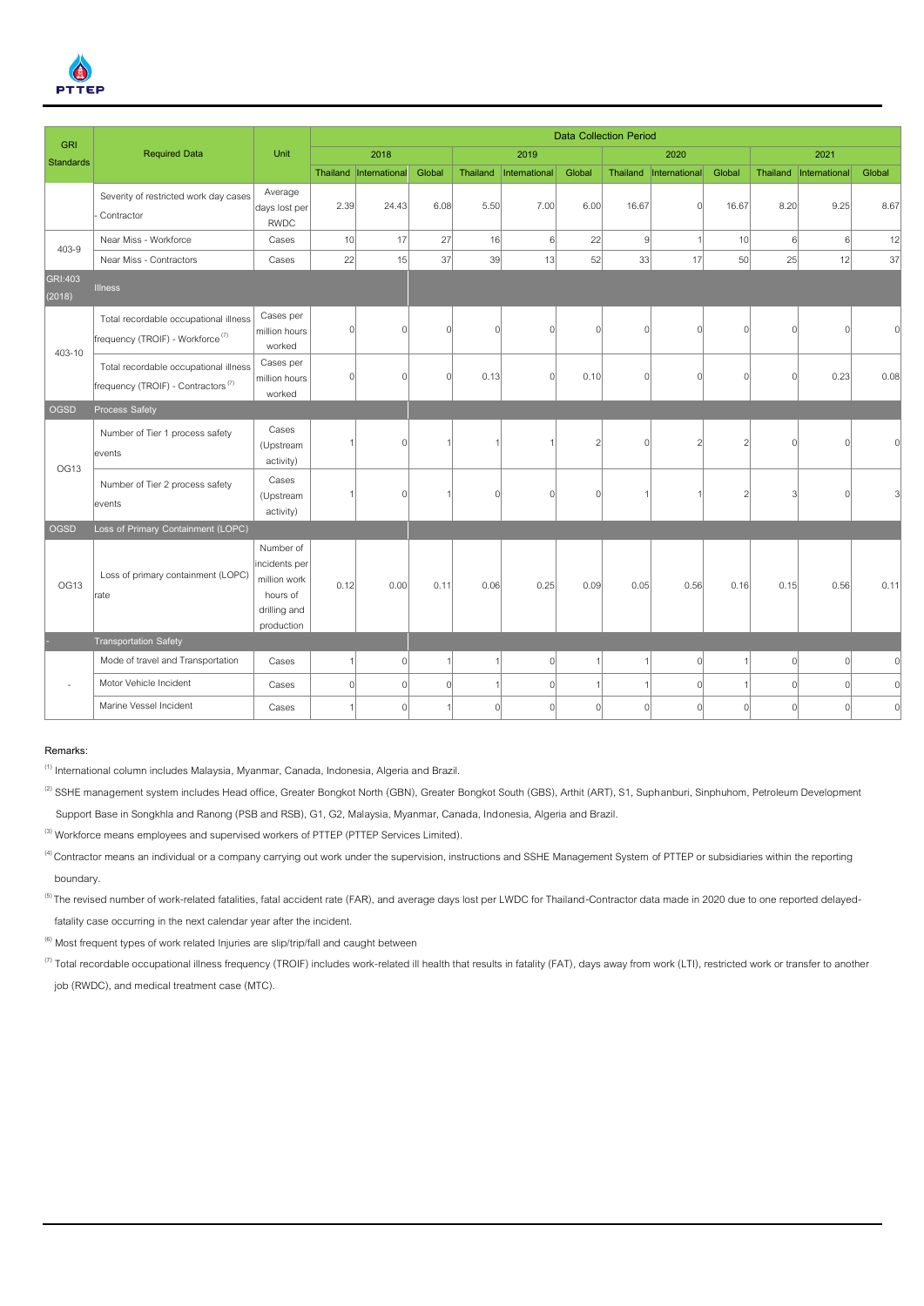| GRI Standards | Required Data | Unit | Data Collection Period | | | | | | | | | | | |
|---|---|---|---|---|---|---|---|---|---|---|---|---|---|---|
| | | | 2018 | | | 2019 | | | 2020 | | | 2021 | | |
| | | | Thailand | International | Global | Thailand | International | Global | Thailand | International | Global | Thailand | International | Global |
| | Severity of restricted work day cases - Contractor | Average days lost per RWDC | 2.39 | 24.43 | 6.08 | 5.50 | 7.00 | 6.00 | 16.67 | 0 | 16.67 | 8.20 | 9.25 | 8.67 |
| 403-9 | Near Miss - Workforce | Cases | 10 | 17 | 27 | 16 | 6 | 22 | 9 | 1 | 10 | 6 | 6 | 12 |
| | Near Miss - Contractors | Cases | 22 | 15 | 37 | 39 | 13 | 52 | 33 | 17 | 50 | 25 | 12 | 37 |
| GRI:403 (2018) | Illness | | | | | | | | | | | | | |
| 403-10 | Total recordable occupational illness frequency (TROIF) - Workforce [7] | Cases per million hours worked | 0 | 0 | 0 | 0 | 0 | 0 | 0 | 0 | 0 | 0 | 0 | 0 |
| | Total recordable occupational illness frequency (TROIF) - Contractors [7] | Cases per million hours worked | 0 | 0 | 0 | 0.13 | 0 | 0.10 | 0 | 0 | 0 | 0 | 0.23 | 0.08 |
| OGSD | Process Safety | | | | | | | | | | | | | |
| OG13 | Number of Tier 1 process safety events | Cases (Upstream activity) | 1 | 0 | 1 | 1 | 1 | 2 | 0 | 2 | 2 | 0 | 0 | 0 |
| | Number of Tier 2 process safety events | Cases (Upstream activity) | 1 | 0 | 1 | 0 | 0 | 0 | 1 | 1 | 2 | 3 | 0 | 3 |
| OGSD | Loss of Primary Containment (LOPC) | | | | | | | | | | | | | |
| OG13 | Loss of primary containment (LOPC) rate | Number of incidents per million work hours of drilling and production | 0.12 | 0.00 | 0.11 | 0.06 | 0.25 | 0.09 | 0.05 | 0.56 | 0.16 | 0.15 | 0.56 | 0.11 |
| - | Transportation Safety | | | | | | | | | | | | | |
| - | Mode of travel and Transportation | Cases | 1 | 0 | 1 | 1 | 0 | 1 | 1 | 0 | 1 | 0 | 0 | 0 |
| | Motor Vehicle Incident | Cases | 0 | 0 | 0 | 1 | 0 | 1 | 1 | 0 | 1 | 0 | 0 | 0 |
| | Marine Vessel Incident | Cases | 1 | 0 | 1 | 0 | 0 | 0 | 0 | 0 | 0 | 0 | 0 | 0 |

**Remarks:**

[1] International column includes Malaysia, Myanmar, Canada, Indonesia, Algeria and Brazil.

[2] SSHE management system includes Head office, Greater Bongkot North (GBN), Greater Bongkot South (GBS), Arthit (ART), S1, Suphanburi, Sinphuhom, Petroleum Development Support Base in Songkhla and Ranong (PSB and RSB), G1, G2, Malaysia, Myanmar, Canada, Indonesia, Algeria and Brazil.

[3] Workforce means employees and supervised workers of PTTEP (PTTEP Services Limited).

[4] Contractor means an individual or a company carrying out work under the supervision, instructions and SSHE Management System of PTTEP or subsidiaries within the reporting boundary.

[5] The revised number of work-related fatalities, fatal accident rate (FAR), and average days lost per LWDC for Thailand-Contractor data made in 2020 due to one reported delayed-fatality case occurring in the next calendar year after the incident.

[6] Most frequent types of work related Injuries are slip/trip/fall and caught between

[7] Total recordable occupational illness frequency (TROIF) includes work-related ill health that results in fatality (FAT), days away from work (LTI), restricted work or transfer to another job (RWDC), and medical treatment case (MTC).